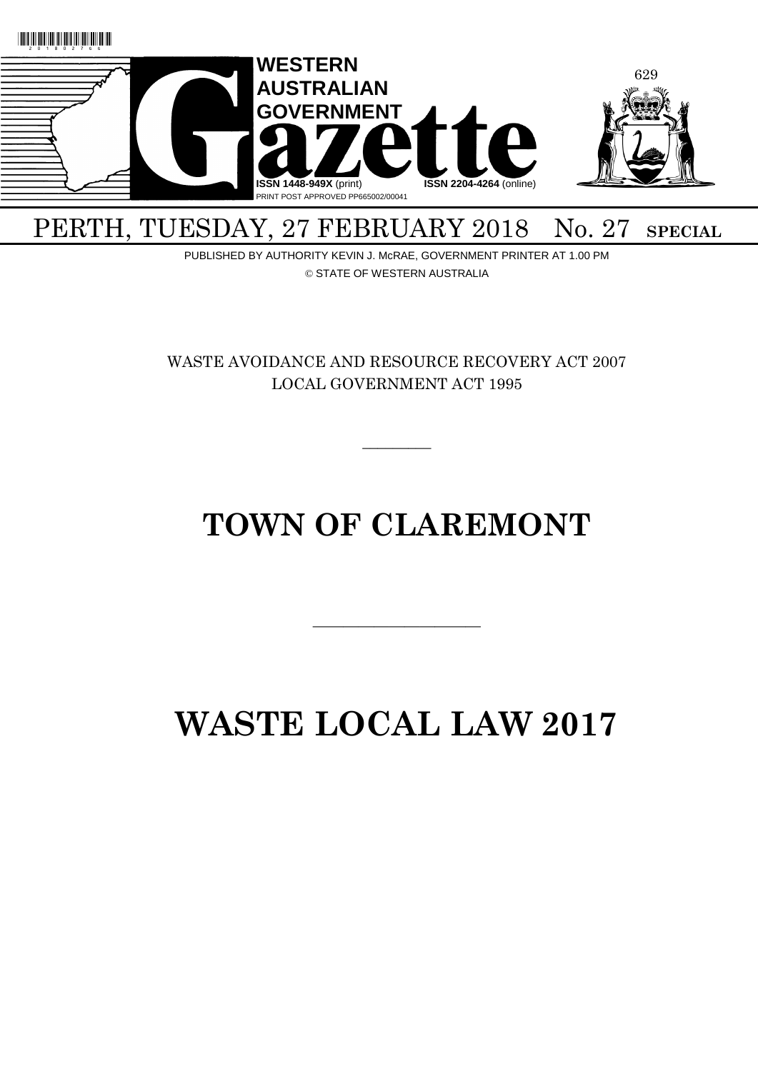# WESTERN AUSTRALIAN GOVERNMENT Gazette

ISSN 1448-949X (print) ISSN 2204-4264 (online)

PRINT POST APPROVED PP665002/00041

PERTH, TUESDAY, 27 FEBRUARY 2018 No. 27 **SPECIAL**

PUBLISHED BY AUTHORITY KEVIN J. McRAE, GOVERNMENT PRINTER AT 1.00 PM

© STATE OF WESTERN AUSTRALIA

WASTE AVOIDANCE AND RESOURCE RECOVERY ACT 2007

LOCAL GOVERNMENT ACT 1995

---

# TOWN OF CLAREMONT

---

# WASTE LOCAL LAW 2017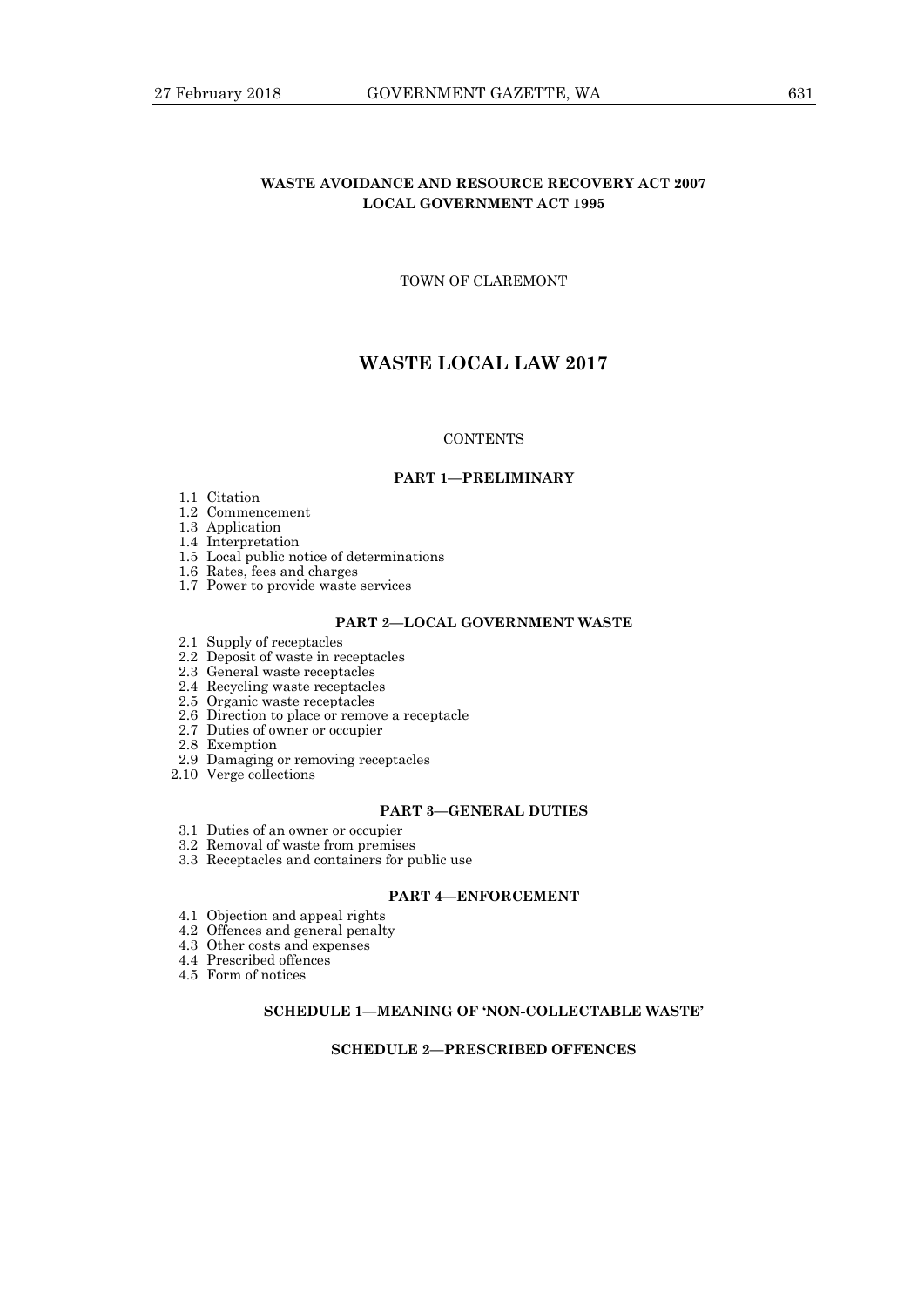**WASTE AVOIDANCE AND RESOURCE RECOVERY ACT 2007**
**LOCAL GOVERNMENT ACT 1995**

TOWN OF CLAREMONT

# WASTE LOCAL LAW 2017

CONTENTS

**PART 1—PRELIMINARY**

1.1 Citation
1.2 Commencement
1.3 Application
1.4 Interpretation
1.5 Local public notice of determinations
1.6 Rates, fees and charges
1.7 Power to provide waste services

**PART 2—LOCAL GOVERNMENT WASTE**

2.1 Supply of receptacles
2.2 Deposit of waste in receptacles
2.3 General waste receptacles
2.4 Recycling waste receptacles
2.5 Organic waste receptacles
2.6 Direction to place or remove a receptacle
2.7 Duties of owner or occupier
2.8 Exemption
2.9 Damaging or removing receptacles
2.10 Verge collections

**PART 3—GENERAL DUTIES**

3.1 Duties of an owner or occupier
3.2 Removal of waste from premises
3.3 Receptacles and containers for public use

**PART 4—ENFORCEMENT**

4.1 Objection and appeal rights
4.2 Offences and general penalty
4.3 Other costs and expenses
4.4 Prescribed offences
4.5 Form of notices

**SCHEDULE 1—MEANING OF 'NON-COLLECTABLE WASTE'**

**SCHEDULE 2—PRESCRIBED OFFENCES**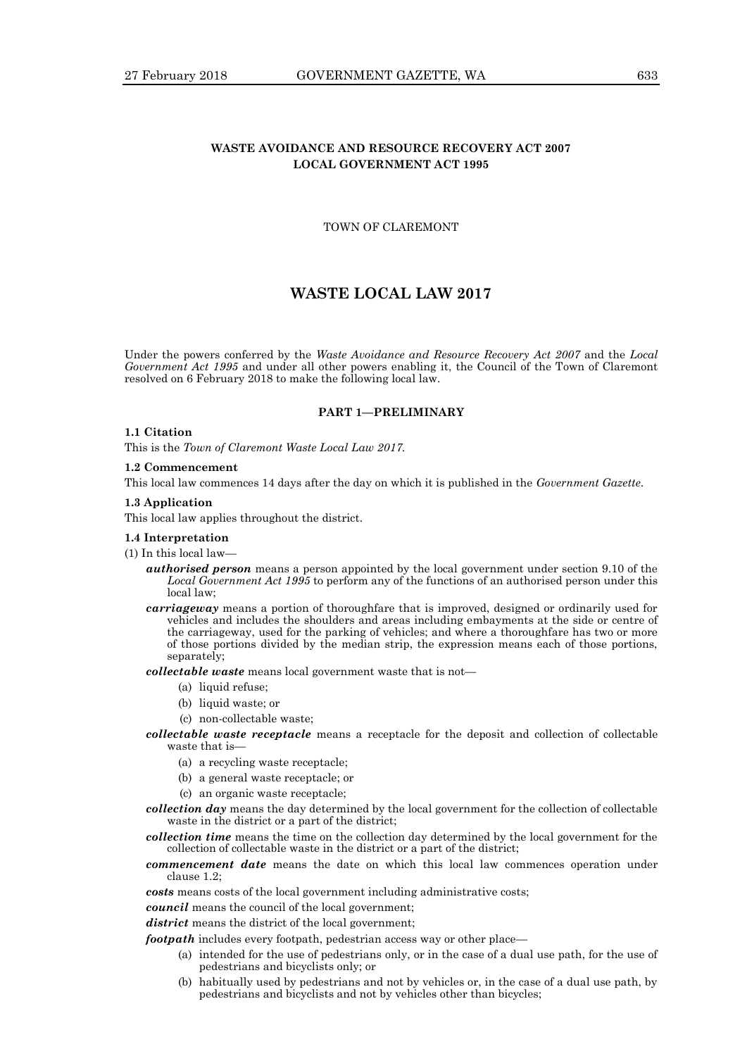**WASTE AVOIDANCE AND RESOURCE RECOVERY ACT 2007**
**LOCAL GOVERNMENT ACT 1995**

TOWN OF CLAREMONT

# WASTE LOCAL LAW 2017

Under the powers conferred by the *Waste Avoidance and Resource Recovery Act 2007* and the *Local Government Act 1995* and under all other powers enabling it, the Council of the Town of Claremont resolved on 6 February 2018 to make the following local law.

## PART 1—PRELIMINARY

**1.1 Citation**

This is the *Town of Claremont Waste Local Law 2017*.

**1.2 Commencement**

This local law commences 14 days after the day on which it is published in the *Government Gazette*.

**1.3 Application**

This local law applies throughout the district.

**1.4 Interpretation**

(1) In this local law—

***authorised person*** means a person appointed by the local government under section 9.10 of the *Local Government Act 1995* to perform any of the functions of an authorised person under this local law;

***carriageway*** means a portion of thoroughfare that is improved, designed or ordinarily used for vehicles and includes the shoulders and areas including embayments at the side or centre of the carriageway, used for the parking of vehicles; and where a thoroughfare has two or more of those portions divided by the median strip, the expression means each of those portions, separately;

***collectable waste*** means local government waste that is not—

- (a) liquid refuse;
- (b) liquid waste; or
- (c) non-collectable waste;

***collectable waste receptacle*** means a receptacle for the deposit and collection of collectable waste that is—

- (a) a recycling waste receptacle;
- (b) a general waste receptacle; or
- (c) an organic waste receptacle;

***collection day*** means the day determined by the local government for the collection of collectable waste in the district or a part of the district;

***collection time*** means the time on the collection day determined by the local government for the collection of collectable waste in the district or a part of the district;

***commencement date*** means the date on which this local law commences operation under clause 1.2;

***costs*** means costs of the local government including administrative costs;

***council*** means the council of the local government;

***district*** means the district of the local government;

***footpath*** includes every footpath, pedestrian access way or other place—

- (a) intended for the use of pedestrians only, or in the case of a dual use path, for the use of pedestrians and bicyclists only; or
- (b) habitually used by pedestrians and not by vehicles or, in the case of a dual use path, by pedestrians and bicyclists and not by vehicles other than bicycles;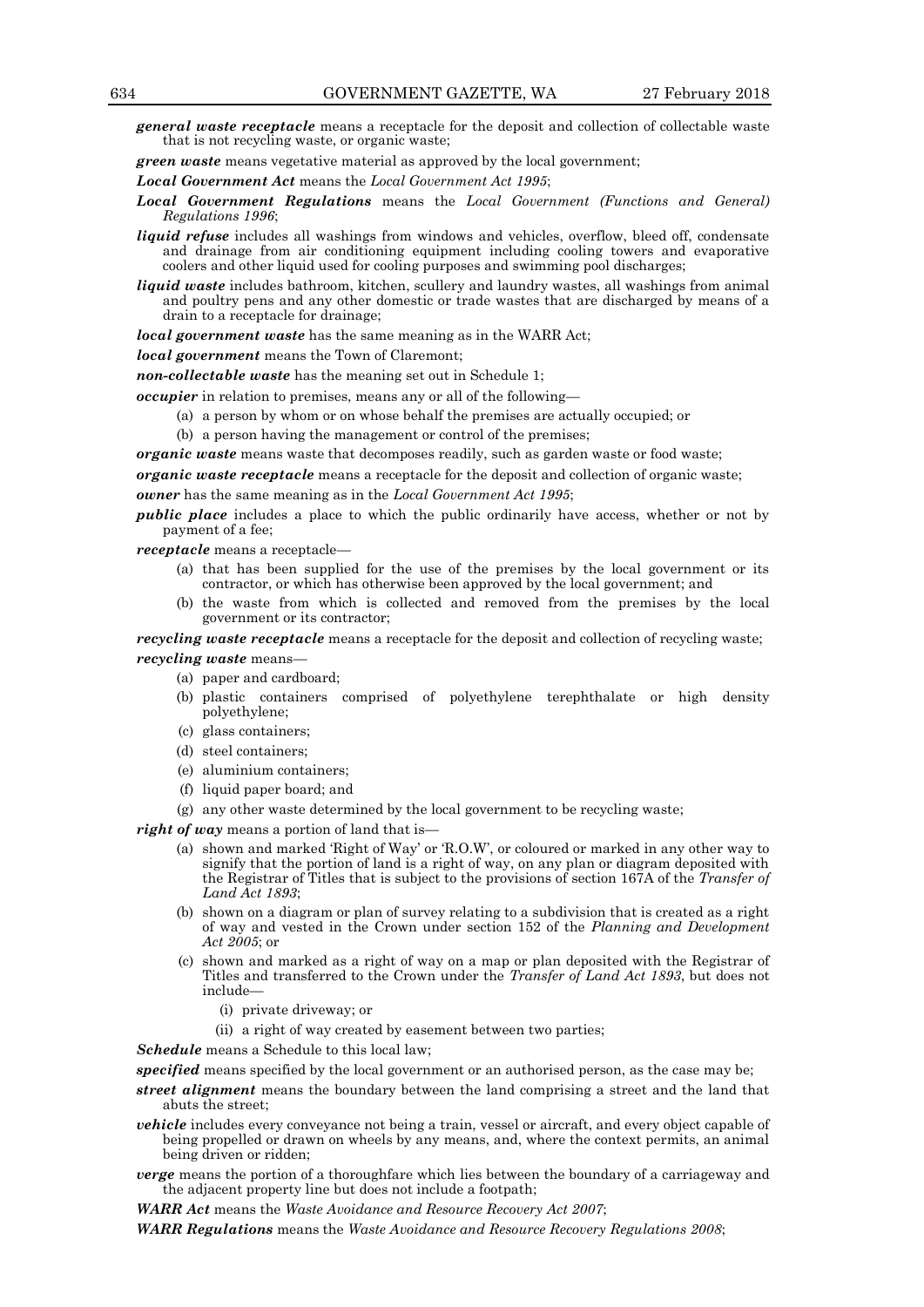***general waste receptacle*** means a receptacle for the deposit and collection of collectable waste that is not recycling waste, or organic waste;

***green waste*** means vegetative material as approved by the local government;

***Local Government Act*** means the *Local Government Act 1995*;

***Local Government Regulations*** means the *Local Government (Functions and General) Regulations 1996*;

***liquid refuse*** includes all washings from windows and vehicles, overflow, bleed off, condensate and drainage from air conditioning equipment including cooling towers and evaporative coolers and other liquid used for cooling purposes and swimming pool discharges;

***liquid waste*** includes bathroom, kitchen, scullery and laundry wastes, all washings from animal and poultry pens and any other domestic or trade wastes that are discharged by means of a drain to a receptacle for drainage;

***local government waste*** has the same meaning as in the WARR Act;

***local government*** means the Town of Claremont;

***non-collectable waste*** has the meaning set out in Schedule 1;

***occupier*** in relation to premises, means any or all of the following—

(a) a person by whom or on whose behalf the premises are actually occupied; or

(b) a person having the management or control of the premises;

***organic waste*** means waste that decomposes readily, such as garden waste or food waste;

***organic waste receptacle*** means a receptacle for the deposit and collection of organic waste;

***owner*** has the same meaning as in the *Local Government Act 1995*;

***public place*** includes a place to which the public ordinarily have access, whether or not by payment of a fee;

***receptacle*** means a receptacle—

(a) that has been supplied for the use of the premises by the local government or its contractor, or which has otherwise been approved by the local government; and

(b) the waste from which is collected and removed from the premises by the local government or its contractor;

***recycling waste receptacle*** means a receptacle for the deposit and collection of recycling waste;

***recycling waste*** means—

(a) paper and cardboard;

(b) plastic containers comprised of polyethylene terephthalate or high density polyethylene;

(c) glass containers;

(d) steel containers;

(e) aluminium containers;

(f) liquid paper board; and

(g) any other waste determined by the local government to be recycling waste;

***right of way*** means a portion of land that is—

(a) shown and marked 'Right of Way' or 'R.O.W', or coloured or marked in any other way to signify that the portion of land is a right of way, on any plan or diagram deposited with the Registrar of Titles that is subject to the provisions of section 167A of the *Transfer of Land Act 1893*;

(b) shown on a diagram or plan of survey relating to a subdivision that is created as a right of way and vested in the Crown under section 152 of the *Planning and Development Act 2005*; or

(c) shown and marked as a right of way on a map or plan deposited with the Registrar of Titles and transferred to the Crown under the *Transfer of Land Act 1893*, but does not include—

(i) private driveway; or

(ii) a right of way created by easement between two parties;

***Schedule*** means a Schedule to this local law;

***specified*** means specified by the local government or an authorised person, as the case may be;

***street alignment*** means the boundary between the land comprising a street and the land that abuts the street;

***vehicle*** includes every conveyance not being a train, vessel or aircraft, and every object capable of being propelled or drawn on wheels by any means, and, where the context permits, an animal being driven or ridden;

***verge*** means the portion of a thoroughfare which lies between the boundary of a carriageway and the adjacent property line but does not include a footpath;

***WARR Act*** means the *Waste Avoidance and Resource Recovery Act 2007*;

***WARR Regulations*** means the *Waste Avoidance and Resource Recovery Regulations 2008*;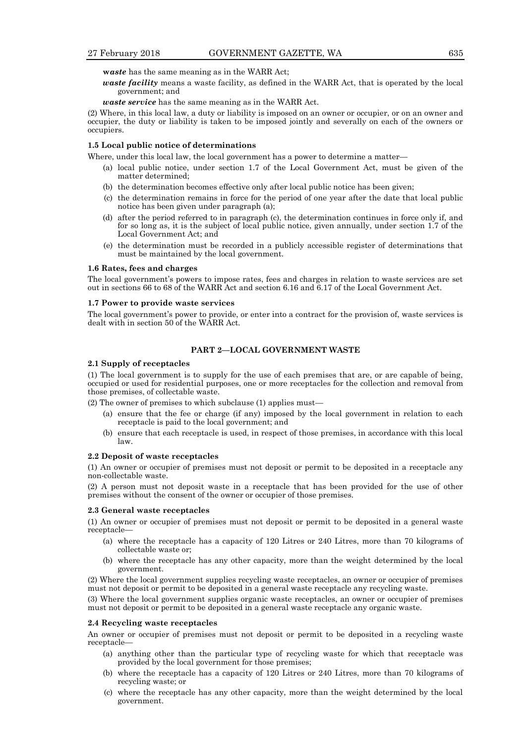***waste*** has the same meaning as in the WARR Act;

***waste facility*** means a waste facility, as defined in the WARR Act, that is operated by the local government; and

***waste service*** has the same meaning as in the WARR Act.

(2) Where, in this local law, a duty or liability is imposed on an owner or occupier, or on an owner and occupier, the duty or liability is taken to be imposed jointly and severally on each of the owners or occupiers.

**1.5 Local public notice of determinations**

Where, under this local law, the local government has a power to determine a matter—

- (a) local public notice, under section 1.7 of the Local Government Act, must be given of the matter determined;
- (b) the determination becomes effective only after local public notice has been given;
- (c) the determination remains in force for the period of one year after the date that local public notice has been given under paragraph (a);
- (d) after the period referred to in paragraph (c), the determination continues in force only if, and for so long as, it is the subject of local public notice, given annually, under section 1.7 of the Local Government Act; and
- (e) the determination must be recorded in a publicly accessible register of determinations that must be maintained by the local government.

**1.6 Rates, fees and charges**

The local government's powers to impose rates, fees and charges in relation to waste services are set out in sections 66 to 68 of the WARR Act and section 6.16 and 6.17 of the Local Government Act.

**1.7 Power to provide waste services**

The local government's power to provide, or enter into a contract for the provision of, waste services is dealt with in section 50 of the WARR Act.

## PART 2—LOCAL GOVERNMENT WASTE

**2.1 Supply of receptacles**

(1) The local government is to supply for the use of each premises that are, or are capable of being, occupied or used for residential purposes, one or more receptacles for the collection and removal from those premises, of collectable waste.

(2) The owner of premises to which subclause (1) applies must—

- (a) ensure that the fee or charge (if any) imposed by the local government in relation to each receptacle is paid to the local government; and
- (b) ensure that each receptacle is used, in respect of those premises, in accordance with this local law.

**2.2 Deposit of waste receptacles**

(1) An owner or occupier of premises must not deposit or permit to be deposited in a receptacle any non-collectable waste.

(2) A person must not deposit waste in a receptacle that has been provided for the use of other premises without the consent of the owner or occupier of those premises.

**2.3 General waste receptacles**

(1) An owner or occupier of premises must not deposit or permit to be deposited in a general waste receptacle—

- (a) where the receptacle has a capacity of 120 Litres or 240 Litres, more than 70 kilograms of collectable waste or;
- (b) where the receptacle has any other capacity, more than the weight determined by the local government.

(2) Where the local government supplies recycling waste receptacles, an owner or occupier of premises must not deposit or permit to be deposited in a general waste receptacle any recycling waste.

(3) Where the local government supplies organic waste receptacles, an owner or occupier of premises must not deposit or permit to be deposited in a general waste receptacle any organic waste.

**2.4 Recycling waste receptacles**

An owner or occupier of premises must not deposit or permit to be deposited in a recycling waste receptacle—

- (a) anything other than the particular type of recycling waste for which that receptacle was provided by the local government for those premises;
- (b) where the receptacle has a capacity of 120 Litres or 240 Litres, more than 70 kilograms of recycling waste; or
- (c) where the receptacle has any other capacity, more than the weight determined by the local government.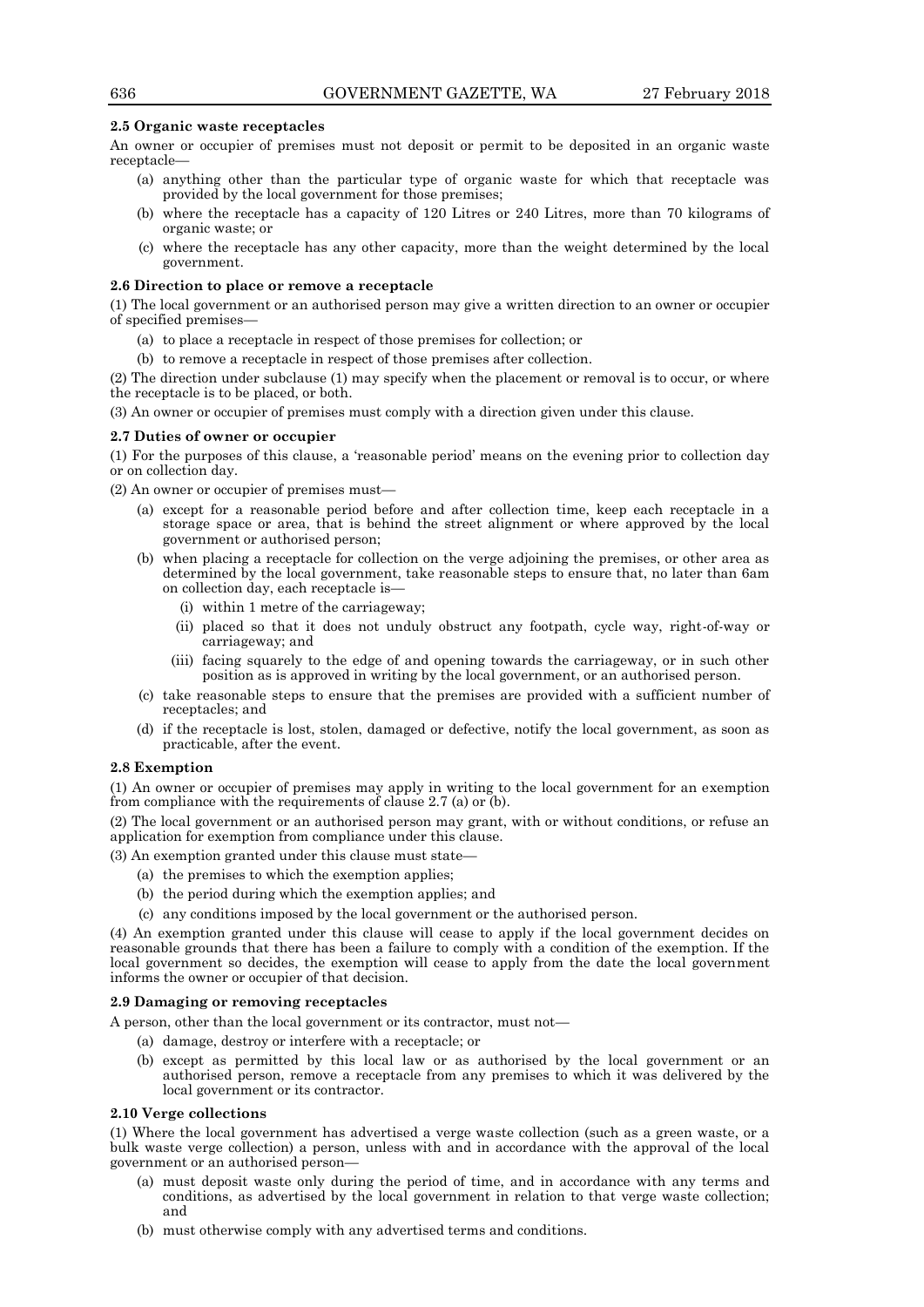**2.5 Organic waste receptacles**

An owner or occupier of premises must not deposit or permit to be deposited in an organic waste receptacle—

- (a) anything other than the particular type of organic waste for which that receptacle was provided by the local government for those premises;
- (b) where the receptacle has a capacity of 120 Litres or 240 Litres, more than 70 kilograms of organic waste; or
- (c) where the receptacle has any other capacity, more than the weight determined by the local government.

**2.6 Direction to place or remove a receptacle**

(1) The local government or an authorised person may give a written direction to an owner or occupier of specified premises—

- (a) to place a receptacle in respect of those premises for collection; or
- (b) to remove a receptacle in respect of those premises after collection.

(2) The direction under subclause (1) may specify when the placement or removal is to occur, or where the receptacle is to be placed, or both.

(3) An owner or occupier of premises must comply with a direction given under this clause.

**2.7 Duties of owner or occupier**

(1) For the purposes of this clause, a 'reasonable period' means on the evening prior to collection day or on collection day.

(2) An owner or occupier of premises must—

- (a) except for a reasonable period before and after collection time, keep each receptacle in a storage space or area, that is behind the street alignment or where approved by the local government or authorised person;
- (b) when placing a receptacle for collection on the verge adjoining the premises, or other area as determined by the local government, take reasonable steps to ensure that, no later than 6am on collection day, each receptacle is—
    - (i) within 1 metre of the carriageway;
    - (ii) placed so that it does not unduly obstruct any footpath, cycle way, right-of-way or carriageway; and
    - (iii) facing squarely to the edge of and opening towards the carriageway, or in such other position as is approved in writing by the local government, or an authorised person.
- (c) take reasonable steps to ensure that the premises are provided with a sufficient number of receptacles; and
- (d) if the receptacle is lost, stolen, damaged or defective, notify the local government, as soon as practicable, after the event.

**2.8 Exemption**

(1) An owner or occupier of premises may apply in writing to the local government for an exemption from compliance with the requirements of clause 2.7 (a) or (b).

(2) The local government or an authorised person may grant, with or without conditions, or refuse an application for exemption from compliance under this clause.

(3) An exemption granted under this clause must state—

- (a) the premises to which the exemption applies;
- (b) the period during which the exemption applies; and
- (c) any conditions imposed by the local government or the authorised person.

(4) An exemption granted under this clause will cease to apply if the local government decides on reasonable grounds that there has been a failure to comply with a condition of the exemption. If the local government so decides, the exemption will cease to apply from the date the local government informs the owner or occupier of that decision.

**2.9 Damaging or removing receptacles**

A person, other than the local government or its contractor, must not—

- (a) damage, destroy or interfere with a receptacle; or
- (b) except as permitted by this local law or as authorised by the local government or an authorised person, remove a receptacle from any premises to which it was delivered by the local government or its contractor.

**2.10 Verge collections**

(1) Where the local government has advertised a verge waste collection (such as a green waste, or a bulk waste verge collection) a person, unless with and in accordance with the approval of the local government or an authorised person—

- (a) must deposit waste only during the period of time, and in accordance with any terms and conditions, as advertised by the local government in relation to that verge waste collection; and
- (b) must otherwise comply with any advertised terms and conditions.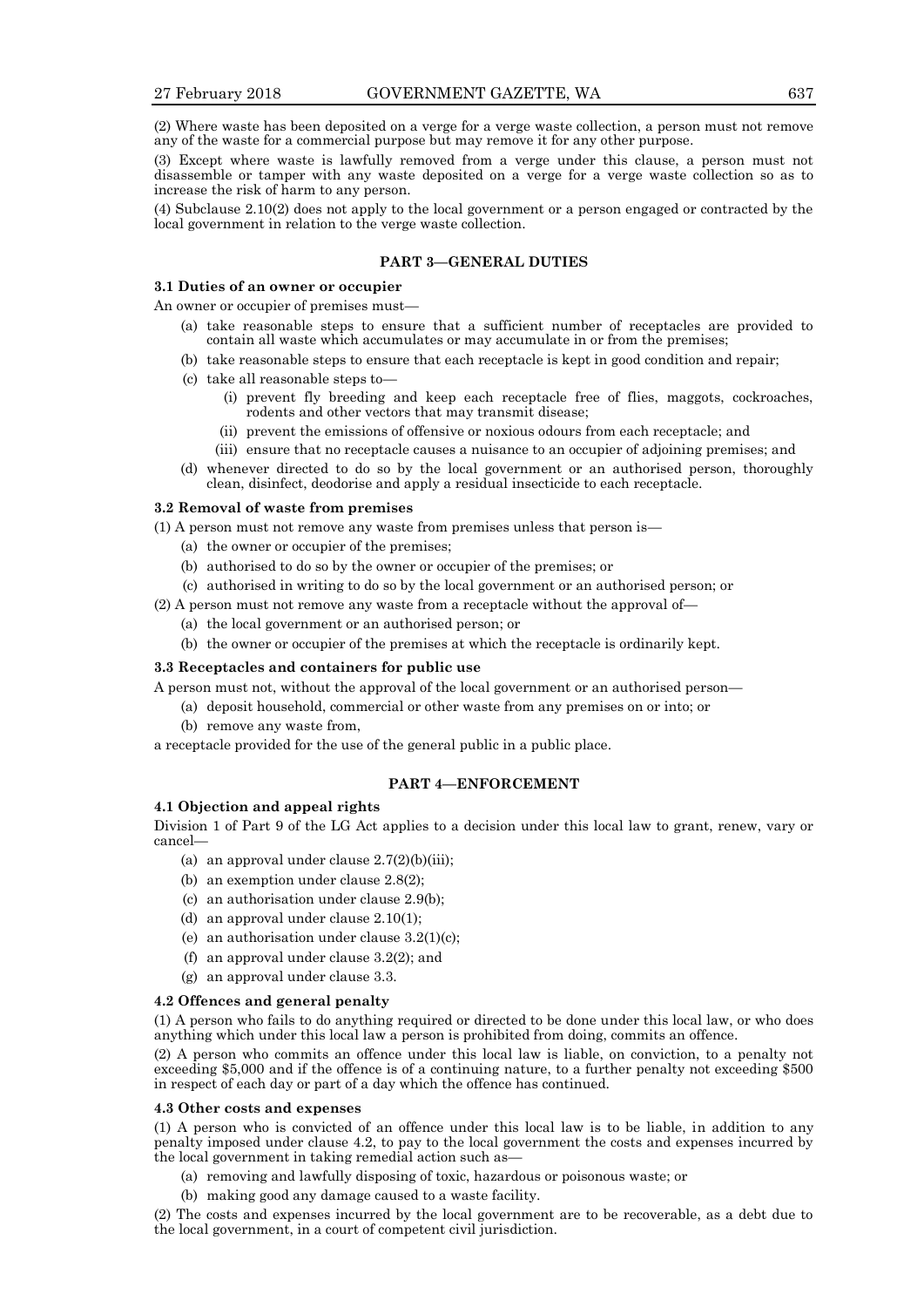(2) Where waste has been deposited on a verge for a verge waste collection, a person must not remove any of the waste for a commercial purpose but may remove it for any other purpose.

(3) Except where waste is lawfully removed from a verge under this clause, a person must not disassemble or tamper with any waste deposited on a verge for a verge waste collection so as to increase the risk of harm to any person.

(4) Subclause 2.10(2) does not apply to the local government or a person engaged or contracted by the local government in relation to the verge waste collection.

## PART 3—GENERAL DUTIES

### 3.1 Duties of an owner or occupier

An owner or occupier of premises must—

- (a) take reasonable steps to ensure that a sufficient number of receptacles are provided to contain all waste which accumulates or may accumulate in or from the premises;
- (b) take reasonable steps to ensure that each receptacle is kept in good condition and repair;
- (c) take all reasonable steps to—
  - (i) prevent fly breeding and keep each receptacle free of flies, maggots, cockroaches, rodents and other vectors that may transmit disease;
  - (ii) prevent the emissions of offensive or noxious odours from each receptacle; and
  - (iii) ensure that no receptacle causes a nuisance to an occupier of adjoining premises; and
- (d) whenever directed to do so by the local government or an authorised person, thoroughly clean, disinfect, deodorise and apply a residual insecticide to each receptacle.

### 3.2 Removal of waste from premises

(1) A person must not remove any waste from premises unless that person is—

- (a) the owner or occupier of the premises;
- (b) authorised to do so by the owner or occupier of the premises; or
- (c) authorised in writing to do so by the local government or an authorised person; or

(2) A person must not remove any waste from a receptacle without the approval of—

- (a) the local government or an authorised person; or
- (b) the owner or occupier of the premises at which the receptacle is ordinarily kept.

### 3.3 Receptacles and containers for public use

A person must not, without the approval of the local government or an authorised person—

- (a) deposit household, commercial or other waste from any premises on or into; or
- (b) remove any waste from,

a receptacle provided for the use of the general public in a public place.

## PART 4—ENFORCEMENT

### 4.1 Objection and appeal rights

Division 1 of Part 9 of the LG Act applies to a decision under this local law to grant, renew, vary or cancel—

- (a) an approval under clause 2.7(2)(b)(iii);
- (b) an exemption under clause 2.8(2);
- (c) an authorisation under clause 2.9(b);
- (d) an approval under clause 2.10(1);
- (e) an authorisation under clause 3.2(1)(c);
- (f) an approval under clause 3.2(2); and
- (g) an approval under clause 3.3.

### 4.2 Offences and general penalty

(1) A person who fails to do anything required or directed to be done under this local law, or who does anything which under this local law a person is prohibited from doing, commits an offence.

(2) A person who commits an offence under this local law is liable, on conviction, to a penalty not exceeding $5,000 and if the offence is of a continuing nature, to a further penalty not exceeding $500 in respect of each day or part of a day which the offence has continued.

### 4.3 Other costs and expenses

(1) A person who is convicted of an offence under this local law is to be liable, in addition to any penalty imposed under clause 4.2, to pay to the local government the costs and expenses incurred by the local government in taking remedial action such as—

- (a) removing and lawfully disposing of toxic, hazardous or poisonous waste; or
- (b) making good any damage caused to a waste facility.

(2) The costs and expenses incurred by the local government are to be recoverable, as a debt due to the local government, in a court of competent civil jurisdiction.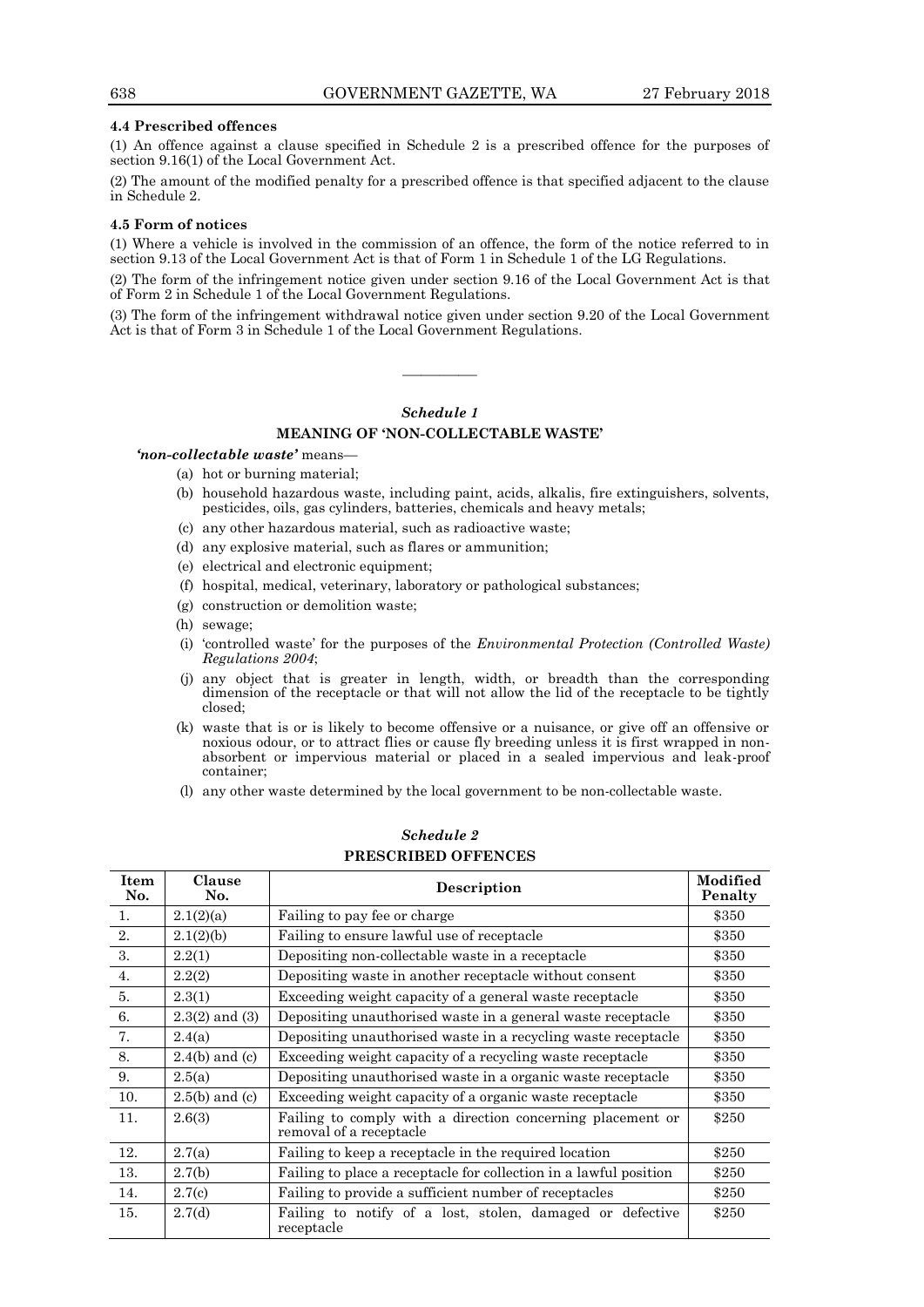### 4.4 Prescribed offences

(1) An offence against a clause specified in Schedule 2 is a prescribed offence for the purposes of section 9.16(1) of the Local Government Act.

(2) The amount of the modified penalty for a prescribed offence is that specified adjacent to the clause in Schedule 2.

### 4.5 Form of notices

(1) Where a vehicle is involved in the commission of an offence, the form of the notice referred to in section 9.13 of the Local Government Act is that of Form 1 in Schedule 1 of the LG Regulations.

(2) The form of the infringement notice given under section 9.16 of the Local Government Act is that of Form 2 in Schedule 1 of the Local Government Regulations.

(3) The form of the infringement withdrawal notice given under section 9.20 of the Local Government Act is that of Form 3 in Schedule 1 of the Local Government Regulations.

———————

## *Schedule 1*

## MEANING OF 'NON-COLLECTABLE WASTE'

***'non-collectable waste'*** means—

- (a) hot or burning material;
- (b) household hazardous waste, including paint, acids, alkalis, fire extinguishers, solvents, pesticides, oils, gas cylinders, batteries, chemicals and heavy metals;
- (c) any other hazardous material, such as radioactive waste;
- (d) any explosive material, such as flares or ammunition;
- (e) electrical and electronic equipment;
- (f) hospital, medical, veterinary, laboratory or pathological substances;
- (g) construction or demolition waste;
- (h) sewage;
- (i) 'controlled waste' for the purposes of the *Environmental Protection (Controlled Waste) Regulations 2004*;
- (j) any object that is greater in length, width, or breadth than the corresponding dimension of the receptacle or that will not allow the lid of the receptacle to be tightly closed;
- (k) waste that is or is likely to become offensive or a nuisance, or give off an offensive or noxious odour, or to attract flies or cause fly breeding unless it is first wrapped in non-absorbent or impervious material or placed in a sealed impervious and leak-proof container;
- (l) any other waste determined by the local government to be non-collectable waste.

## *Schedule 2*

## PRESCRIBED OFFENCES

| Item No. | Clause No. | Description | Modified Penalty |
|---|---|---|---|
| 1. | 2.1(2)(a) | Failing to pay fee or charge | $350 |
| 2. | 2.1(2)(b) | Failing to ensure lawful use of receptacle | $350 |
| 3. | 2.2(1) | Depositing non-collectable waste in a receptacle | $350 |
| 4. | 2.2(2) | Depositing waste in another receptacle without consent | $350 |
| 5. | 2.3(1) | Exceeding weight capacity of a general waste receptacle | $350 |
| 6. | 2.3(2) and (3) | Depositing unauthorised waste in a general waste receptacle | $350 |
| 7. | 2.4(a) | Depositing unauthorised waste in a recycling waste receptacle | $350 |
| 8. | 2.4(b) and (c) | Exceeding weight capacity of a recycling waste receptacle | $350 |
| 9. | 2.5(a) | Depositing unauthorised waste in a organic waste receptacle | $350 |
| 10. | 2.5(b) and (c) | Exceeding weight capacity of a organic waste receptacle | $350 |
| 11. | 2.6(3) | Failing to comply with a direction concerning placement or removal of a receptacle | $250 |
| 12. | 2.7(a) | Failing to keep a receptacle in the required location | $250 |
| 13. | 2.7(b) | Failing to place a receptacle for collection in a lawful position | $250 |
| 14. | 2.7(c) | Failing to provide a sufficient number of receptacles | $250 |
| 15. | 2.7(d) | Failing to notify of a lost, stolen, damaged or defective receptacle | $250 |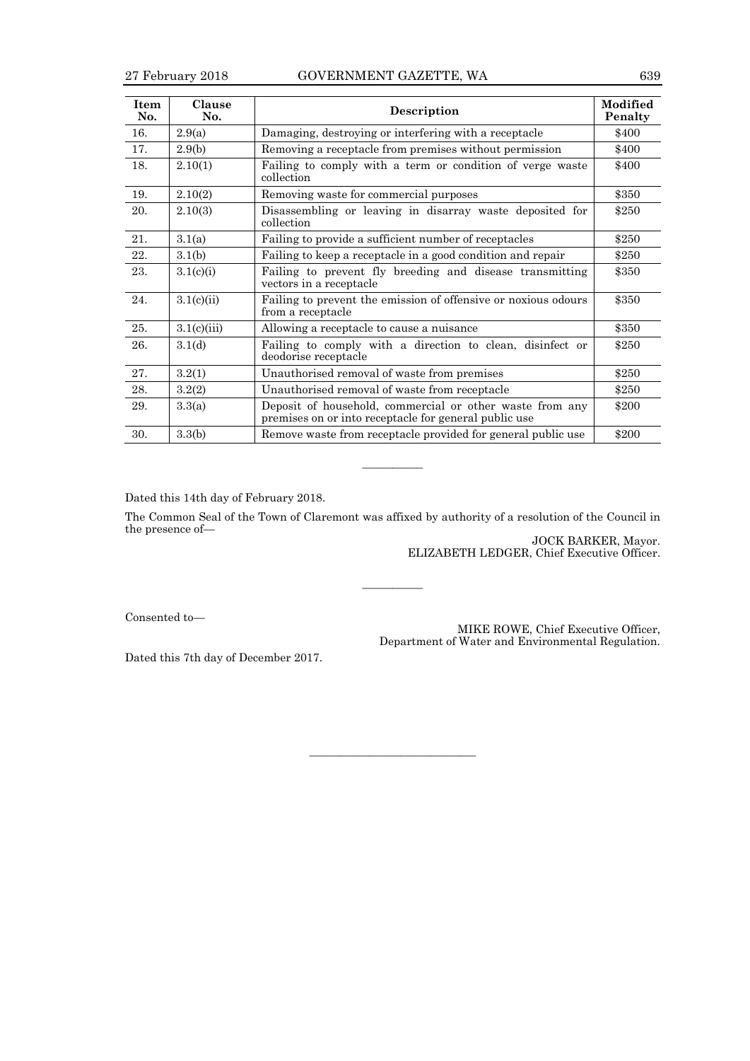| Item No. | Clause No. | Description | Modified Penalty |
| --- | --- | --- | --- |
| 16. | 2.9(a) | Damaging, destroying or interfering with a receptacle | \$400 |
| 17. | 2.9(b) | Removing a receptacle from premises without permission | \$400 |
| 18. | 2.10(1) | Failing to comply with a term or condition of verge waste collection | \$400 |
| 19. | 2.10(2) | Removing waste for commercial purposes | \$350 |
| 20. | 2.10(3) | Disassembling or leaving in disarray waste deposited for collection | \$250 |
| 21. | 3.1(a) | Failing to provide a sufficient number of receptacles | \$250 |
| 22. | 3.1(b) | Failing to keep a receptacle in a good condition and repair | \$250 |
| 23. | 3.1(c)(i) | Failing to prevent fly breeding and disease transmitting vectors in a receptacle | \$350 |
| 24. | 3.1(c)(ii) | Failing to prevent the emission of offensive or noxious odours from a receptacle | \$350 |
| 25. | 3.1(c)(iii) | Allowing a receptacle to cause a nuisance | \$350 |
| 26. | 3.1(d) | Failing to comply with a direction to clean, disinfect or deodorise receptacle | \$250 |
| 27. | 3.2(1) | Unauthorised removal of waste from premises | \$250 |
| 28. | 3.2(2) | Unauthorised removal of waste from receptacle | \$250 |
| 29. | 3.3(a) | Deposit of household, commercial or other waste from any premises on or into receptacle for general public use | \$200 |
| 30. | 3.3(b) | Remove waste from receptacle provided for general public use | \$200 |

———————

Dated this 14th day of February 2018.

The Common Seal of the Town of Claremont was affixed by authority of a resolution of the Council in the presence of—

JOCK BARKER, Mayor.
ELIZABETH LEDGER, Chief Executive Officer.

———————

Consented to—

MIKE ROWE, Chief Executive Officer,
Department of Water and Environmental Regulation.

Dated this 7th day of December 2017.

———————————